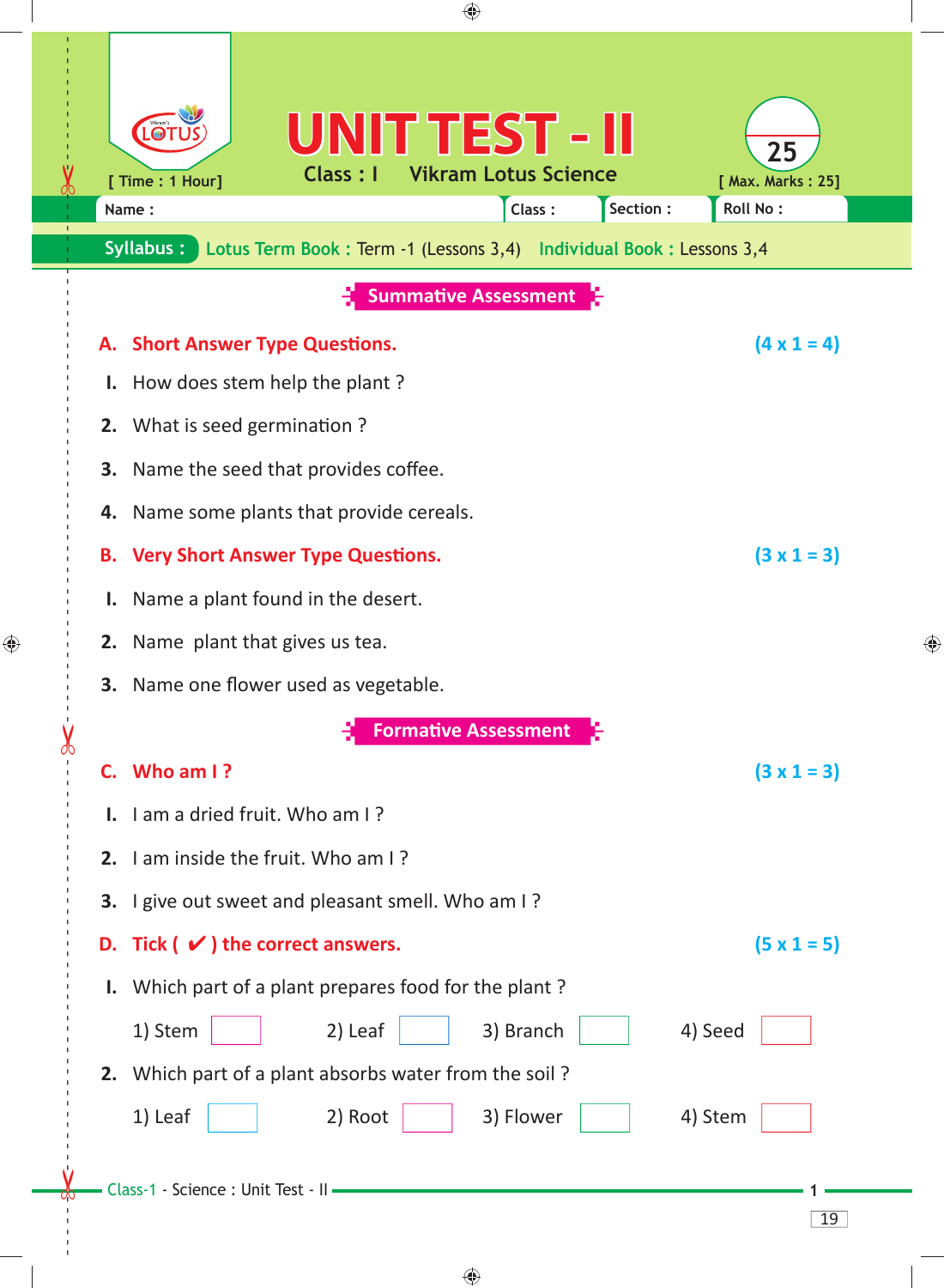# UNIT TEST - II

Class : I Vikram Lotus Science

[ Time : 1 Hour] 25 [ Max. Marks : 25]

Name : Class : Section : Roll No :

**Syllabus :** Lotus Term Book : Term -1 (Lessons 3,4) Individual Book : Lessons 3,4

## Summative Assessment

### A. Short Answer Type Questions. (4 x 1 = 4)

1. How does stem help the plant ?
2. What is seed germination ?
3. Name the seed that provides coffee.
4. Name some plants that provide cereals.

### B. Very Short Answer Type Questions. (3 x 1 = 3)

1. Name a plant found in the desert.
2. Name plant that gives us tea.
3. Name one flower used as vegetable.

## Formative Assessment

### C. Who am I ? (3 x 1 = 3)

1. I am a dried fruit. Who am I ?
2. I am inside the fruit. Who am I ?
3. I give out sweet and pleasant smell. Who am I ?

### D. Tick ( ✔ ) the correct answers. (5 x 1 = 5)

1. Which part of a plant prepares food for the plant ?

   1) Stem ☐ 2) Leaf ☐ 3) Branch ☐ 4) Seed ☐

2. Which part of a plant absorbs water from the soil ?

   1) Leaf ☐ 2) Root ☐ 3) Flower ☐ 4) Stem ☐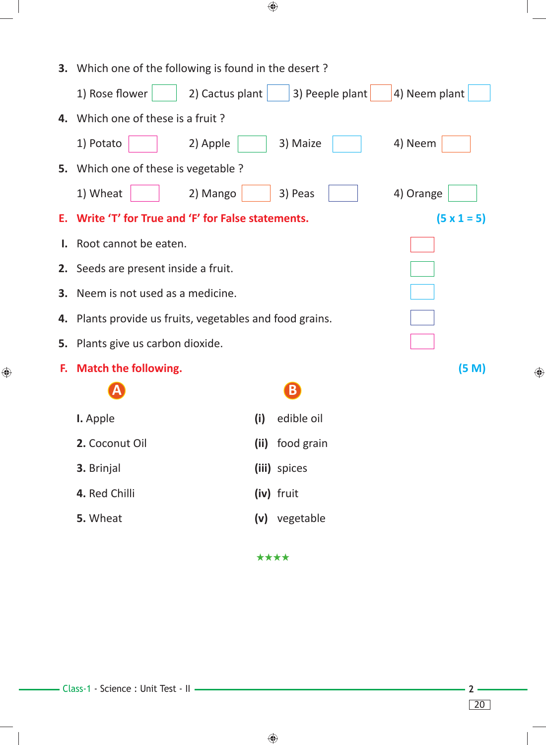**3.** Which one of the following is found in the desert ?

1) Rose flower ☐ 2) Cactus plant ☐ 3) Peeple plant ☐ 4) Neem plant ☐

**4.** Which one of these is a fruit ?

1) Potato ☐ 2) Apple ☐ 3) Maize ☐ 4) Neem ☐

**5.** Which one of these is vegetable ?

1) Wheat ☐ 2) Mango ☐ 3) Peas ☐ 4) Orange ☐

## E. Write 'T' for True and 'F' for False statements. (5 x 1 = 5)

**I.** Root cannot be eaten. ☐

**2.** Seeds are present inside a fruit. ☐

**3.** Neem is not used as a medicine. ☐

**4.** Plants provide us fruits, vegetables and food grains. ☐

**5.** Plants give us carbon dioxide. ☐

## F. Match the following. (5 M)

| A | B |
|---|---|
| **I.** Apple | **(i)** edible oil |
| **2.** Coconut Oil | **(ii)** food grain |
| **3.** Brinjal | **(iii)** spices |
| **4.** Red Chilli | **(iv)** fruit |
| **5.** Wheat | **(v)** vegetable |

★★★★